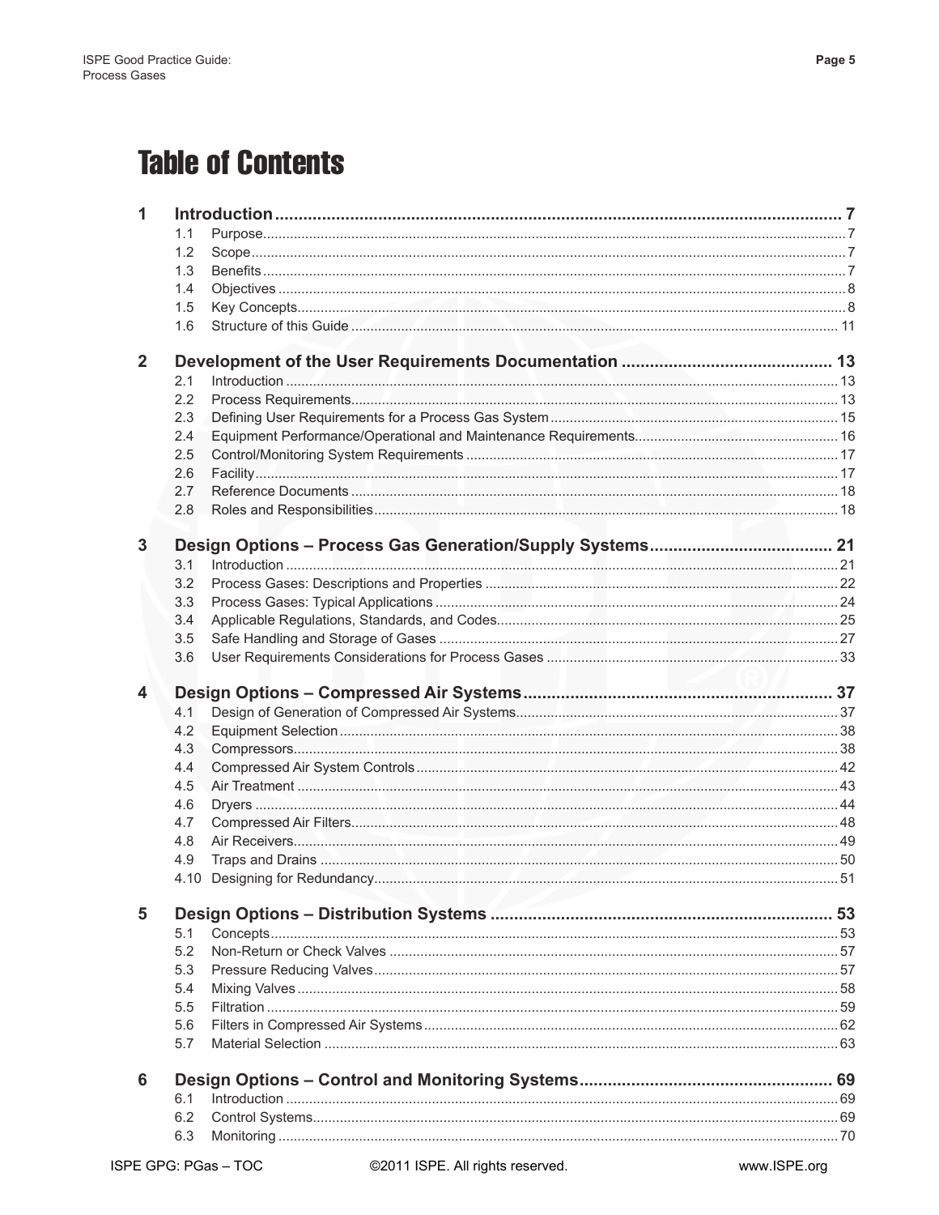# Table of Contents

| | | |
|---|---|---|
| **1** | **Introduction** | **7** |
| 1.1 | Purpose | 7 |
| 1.2 | Scope | 7 |
| 1.3 | Benefits | 7 |
| 1.4 | Objectives | 8 |
| 1.5 | Key Concepts | 8 |
| 1.6 | Structure of this Guide | 11 |
| **2** | **Development of the User Requirements Documentation** | **13** |
| 2.1 | Introduction | 13 |
| 2.2 | Process Requirements | 13 |
| 2.3 | Defining User Requirements for a Process Gas System | 15 |
| 2.4 | Equipment Performance/Operational and Maintenance Requirements | 16 |
| 2.5 | Control/Monitoring System Requirements | 17 |
| 2.6 | Facility | 17 |
| 2.7 | Reference Documents | 18 |
| 2.8 | Roles and Responsibilities | 18 |
| **3** | **Design Options – Process Gas Generation/Supply Systems** | **21** |
| 3.1 | Introduction | 21 |
| 3.2 | Process Gases: Descriptions and Properties | 22 |
| 3.3 | Process Gases: Typical Applications | 24 |
| 3.4 | Applicable Regulations, Standards, and Codes | 25 |
| 3.5 | Safe Handling and Storage of Gases | 27 |
| 3.6 | User Requirements Considerations for Process Gases | 33 |
| **4** | **Design Options – Compressed Air Systems** | **37** |
| 4.1 | Design of Generation of Compressed Air Systems | 37 |
| 4.2 | Equipment Selection | 38 |
| 4.3 | Compressors | 38 |
| 4.4 | Compressed Air System Controls | 42 |
| 4.5 | Air Treatment | 43 |
| 4.6 | Dryers | 44 |
| 4.7 | Compressed Air Filters | 48 |
| 4.8 | Air Receivers | 49 |
| 4.9 | Traps and Drains | 50 |
| 4.10 | Designing for Redundancy | 51 |
| **5** | **Design Options – Distribution Systems** | **53** |
| 5.1 | Concepts | 53 |
| 5.2 | Non-Return or Check Valves | 57 |
| 5.3 | Pressure Reducing Valves | 57 |
| 5.4 | Mixing Valves | 58 |
| 5.5 | Filtration | 59 |
| 5.6 | Filters in Compressed Air Systems | 62 |
| 5.7 | Material Selection | 63 |
| **6** | **Design Options – Control and Monitoring Systems** | **69** |
| 6.1 | Introduction | 69 |
| 6.2 | Control Systems | 69 |
| 6.3 | Monitoring | 70 |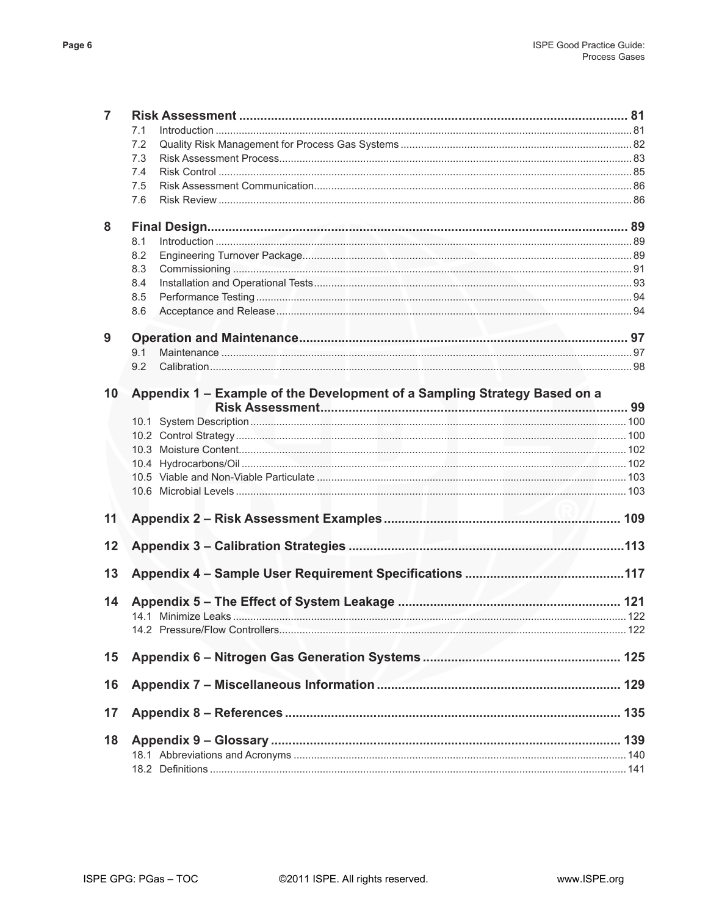**7 Risk Assessment ........................................ 81**

- 7.1 Introduction ........................................ 81
- 7.2 Quality Risk Management for Process Gas Systems ........................................ 82
- 7.3 Risk Assessment Process ........................................ 83
- 7.4 Risk Control ........................................ 85
- 7.5 Risk Assessment Communication ........................................ 86
- 7.6 Risk Review ........................................ 86

**8 Final Design ........................................ 89**

- 8.1 Introduction ........................................ 89
- 8.2 Engineering Turnover Package ........................................ 89
- 8.3 Commissioning ........................................ 91
- 8.4 Installation and Operational Tests ........................................ 93
- 8.5 Performance Testing ........................................ 94
- 8.6 Acceptance and Release ........................................ 94

**9 Operation and Maintenance ........................................ 97**

- 9.1 Maintenance ........................................ 97
- 9.2 Calibration ........................................ 98

**10 Appendix 1 – Example of the Development of a Sampling Strategy Based on a Risk Assessment ........................................ 99**

- 10.1 System Description ........................................ 100
- 10.2 Control Strategy ........................................ 100
- 10.3 Moisture Content ........................................ 102
- 10.4 Hydrocarbons/Oil ........................................ 102
- 10.5 Viable and Non-Viable Particulate ........................................ 103
- 10.6 Microbial Levels ........................................ 103

**11 Appendix 2 – Risk Assessment Examples ........................................ 109**

**12 Appendix 3 – Calibration Strategies ........................................ 113**

**13 Appendix 4 – Sample User Requirement Specifications ........................................ 117**

**14 Appendix 5 – The Effect of System Leakage ........................................ 121**

- 14.1 Minimize Leaks ........................................ 122
- 14.2 Pressure/Flow Controllers ........................................ 122

**15 Appendix 6 – Nitrogen Gas Generation Systems ........................................ 125**

**16 Appendix 7 – Miscellaneous Information ........................................ 129**

**17 Appendix 8 – References ........................................ 135**

**18 Appendix 9 – Glossary ........................................ 139**

- 18.1 Abbreviations and Acronyms ........................................ 140
- 18.2 Definitions ........................................ 141